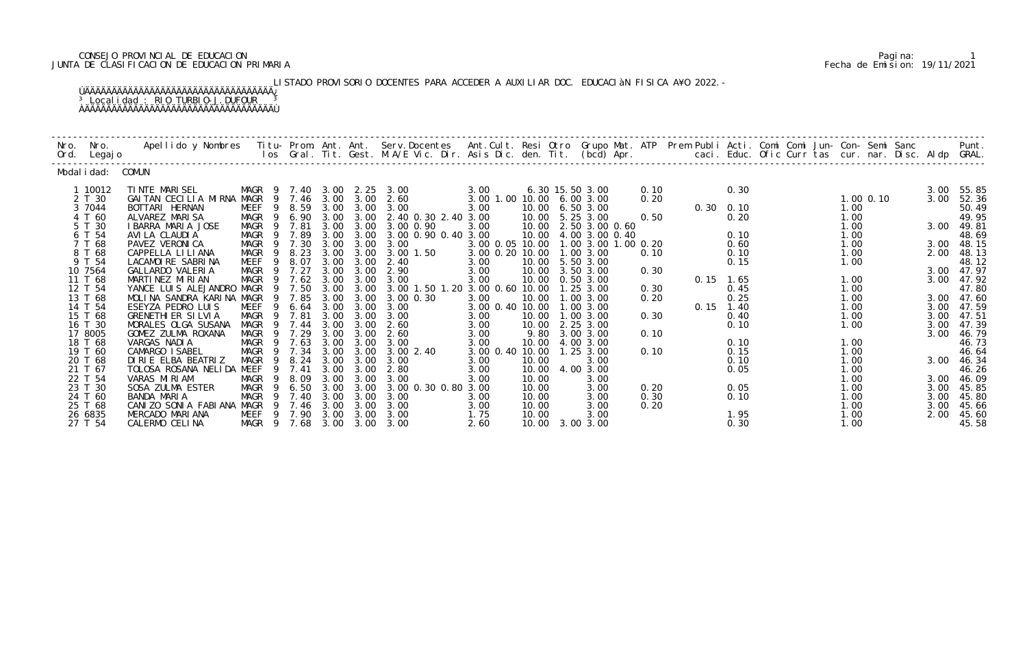CONSEJO PROVINCIAL DE EDUCACION
JUNTA DE CLASIFICACION DE EDUCACION PRIMARIA

Fecha de Emision: 19/11/2021

LISTADO PROVISORIO DOCENTES PARA ACCEDER A AUXILIAR DOC. EDUCACIÀN FISICA A¥O 2022.-

³ Localidad : RIO TURBIO-J.DUFOUR ³

| Nro. Ord. | Nro. Legajo | Apellido y Nombres | Titu-los | Prom. Gral. | Ant. Tit. | Ant. Gest. | Serv.Docentes M.A/E Vic. Dir. | Ant.Cult. Asis Dic. | Resi den. | Otro Tit. | Grupo Mat. (bcd) | ATP Apr. | Prem | Publi caci. | Acti. Educ. | Comi Ofic | Comi Curr | Jun-tas | Con-cur. | Semi nar. | Sanc Disc. | Aldp | Punt. GRAL. |
|---|---|---|---|---|---|---|---|---|---|---|---|---|---|---|---|---|---|---|---|---|---|---|---|
| Modalidad: COMUN | | | | | | | | | | | | | | | | | | | | | | | |
| 1 | 10012 | TINTE MARISEL | MAGR 9 | 7.40 | 3.00 | 2.25 | 3.00 | 3.00 | | 6.30 | 15.50 3.00 | 0.10 | | | 0.30 | | | | | | | 3.00 | 55.85 |
| 2 | T 30 | GAITAN CECILIA MIRNA | MAGR 9 | 7.46 | 3.00 | 3.00 | 2.60 | 3.00 1.00 | 10.00 | 6.00 | 3.00 | 0.20 | | | | | | | 1.00 | 0.10 | | 3.00 | 52.36 |
| 3 | 7044 | BOTTARI HERNAN | MEEF 9 | 8.59 | 3.00 | 3.00 | 3.00 | 3.00 | 10.00 | 6.50 | 3.00 | | | 0.30 | 0.10 | | | | 1.00 | | | | 50.49 |
| 4 | T 60 | ALVAREZ MARISA | MAGR 9 | 6.90 | 3.00 | 3.00 | 2.40 0.30 2.40 | 3.00 | 10.00 | 5.25 | 3.00 | 0.50 | | | 0.20 | | | | 1.00 | | | | 49.95 |
| 5 | T 30 | IBARRA MARIA JOSE | MAGR 9 | 7.81 | 3.00 | 3.00 | 3.00 0.90 | 3.00 | 10.00 | 2.50 | 3.00 0.60 | | | | | | | | 1.00 | | | 3.00 | 49.81 |
| 6 | T 54 | AVILA CLAUDIA | MAGR 9 | 7.89 | 3.00 | 3.00 | 3.00 0.90 0.40 | 3.00 | 10.00 | 4.00 | 3.00 0.40 | | | | 0.10 | | | | 1.00 | | | | 48.69 |
| 7 | T 68 | PAVEZ VERONICA | MAGR 9 | 7.30 | 3.00 | 3.00 | 3.00 | 3.00 0.05 | 10.00 | 1.00 | 3.00 1.00 | 0.20 | | | 0.60 | | | | 1.00 | | | 3.00 | 48.15 |
| 8 | T 68 | CAPPELLA LILIANA | MAGR 9 | 8.23 | 3.00 | 3.00 | 3.00 1.50 | 3.00 0.20 | 10.00 | 1.00 | 3.00 | 0.10 | | | 0.10 | | | | 1.00 | | | 2.00 | 48.13 |
| 9 | T 54 | LACAMOIRE SABRINA | MEEF 9 | 8.07 | 3.00 | 3.00 | 2.40 | 3.00 | 10.00 | 5.50 | 3.00 | | | | 0.15 | | | | 1.00 | | | | 48.12 |
| 10 | 7564 | GALLARDO VALERIA | MAGR 9 | 7.27 | 3.00 | 3.00 | 2.90 | 3.00 | 10.00 | 3.50 | 3.00 | 0.30 | | | | | | | | | | 3.00 | 47.97 |
| 11 | T 68 | MARTINEZ MIRIAN | MAGR 9 | 7.62 | 3.00 | 3.00 | 3.00 | 3.00 | 10.00 | 0.50 | 3.00 | | | 0.15 | 1.65 | | | | 1.00 | | | 3.00 | 47.92 |
| 12 | T 54 | YANCE LUIS ALEJANDRO | MAGR 9 | 7.50 | 3.00 | 3.00 | 3.00 1.50 1.20 | 3.00 0.60 | 10.00 | 1.25 | 3.00 | 0.30 | | | 0.45 | | | | 1.00 | | | | 47.80 |
| 13 | T 68 | MOLINA SANDRA KARINA | MAGR 9 | 7.85 | 3.00 | 3.00 | 3.00 0.30 | 3.00 | 10.00 | 1.00 | 3.00 | 0.20 | | | 0.25 | | | | 1.00 | | | 3.00 | 47.60 |
| 14 | T 54 | ESEYZA PEDRO LUIS | MEEF 9 | 6.64 | 3.00 | 3.00 | 3.00 | 3.00 0.40 | 10.00 | 1.00 | 3.00 | | | 0.15 | 1.40 | | | | 1.00 | | | 3.00 | 47.59 |
| 15 | T 68 | GRENETHIER SILVIA | MAGR 9 | 7.81 | 3.00 | 3.00 | 3.00 | 3.00 | 10.00 | 1.00 | 3.00 | 0.30 | | | 0.40 | | | | 1.00 | | | 3.00 | 47.51 |
| 16 | T 30 | MORALES OLGA SUSANA | MAGR 9 | 7.44 | 3.00 | 3.00 | 2.60 | 3.00 | 10.00 | 2.25 | 3.00 | | | | 0.10 | | | | 1.00 | | | 3.00 | 47.39 |
| 17 | 8005 | GOMEZ ZULMA ROXANA | MAGR 9 | 7.29 | 3.00 | 3.00 | 2.60 | 3.00 | 9.80 | 3.00 | 3.00 | 0.10 | | | | | | | | | | 3.00 | 46.79 |
| 18 | T 68 | VARGAS NADIA | MAGR 9 | 7.63 | 3.00 | 3.00 | 3.00 | 3.00 | 10.00 | 4.00 | 3.00 | | | | 0.10 | | | | 1.00 | | | | 46.73 |
| 19 | T 60 | CAMARGO ISABEL | MAGR 9 | 7.34 | 3.00 | 3.00 | 3.00 2.40 | 3.00 0.40 | 10.00 | 1.25 | 3.00 | 0.10 | | | 0.15 | | | | 1.00 | | | | 46.64 |
| 20 | T 68 | DIRIE ELBA BEATRIZ | MAGR 9 | 8.24 | 3.00 | 3.00 | 3.00 | 3.00 | 10.00 | | 3.00 | | | | 0.10 | | | | 1.00 | | | 3.00 | 46.34 |
| 21 | T 67 | TOLOSA ROSANA NELIDA | MEEF 9 | 7.41 | 3.00 | 3.00 | 2.80 | 3.00 | 10.00 | 4.00 | 3.00 | | | | 0.05 | | | | 1.00 | | | | 46.26 |
| 22 | T 54 | VARAS MIRIAM | MAGR 9 | 8.09 | 3.00 | 3.00 | 3.00 | 3.00 | 10.00 | | 3.00 | | | | | | | | 1.00 | | | 3.00 | 46.09 |
| 23 | T 30 | SOSA ZULMA ESTER | MAGR 9 | 6.50 | 3.00 | 3.00 | 3.00 0.30 0.80 | 3.00 | 10.00 | | 3.00 | 0.20 | | | 0.05 | | | | 1.00 | | | 3.00 | 45.85 |
| 24 | T 60 | BANDA MARIA | MAGR 9 | 7.40 | 3.00 | 3.00 | 3.00 | 3.00 | 10.00 | | 3.00 | 0.30 | | | 0.10 | | | | 1.00 | | | 3.00 | 45.80 |
| 25 | T 68 | CANIZO SONIA FABIANA | MAGR 9 | 7.46 | 3.00 | 3.00 | 3.00 | 3.00 | 10.00 | | 3.00 | 0.20 | | | | | | | 1.00 | | | 3.00 | 45.66 |
| 26 | 6835 | MERCADO MARIANA | MEEF 9 | 7.90 | 3.00 | 3.00 | 3.00 | 1.75 | 10.00 | | 3.00 | | | | 1.95 | | | | 1.00 | | | 2.00 | 45.60 |
| 27 | T 54 | CALERMO CELINA | MAGR 9 | 7.68 | 3.00 | 3.00 | 3.00 | 2.60 | 10.00 | 3.00 | 3.00 | | | | 0.30 | | | | 1.00 | | | | 45.58 |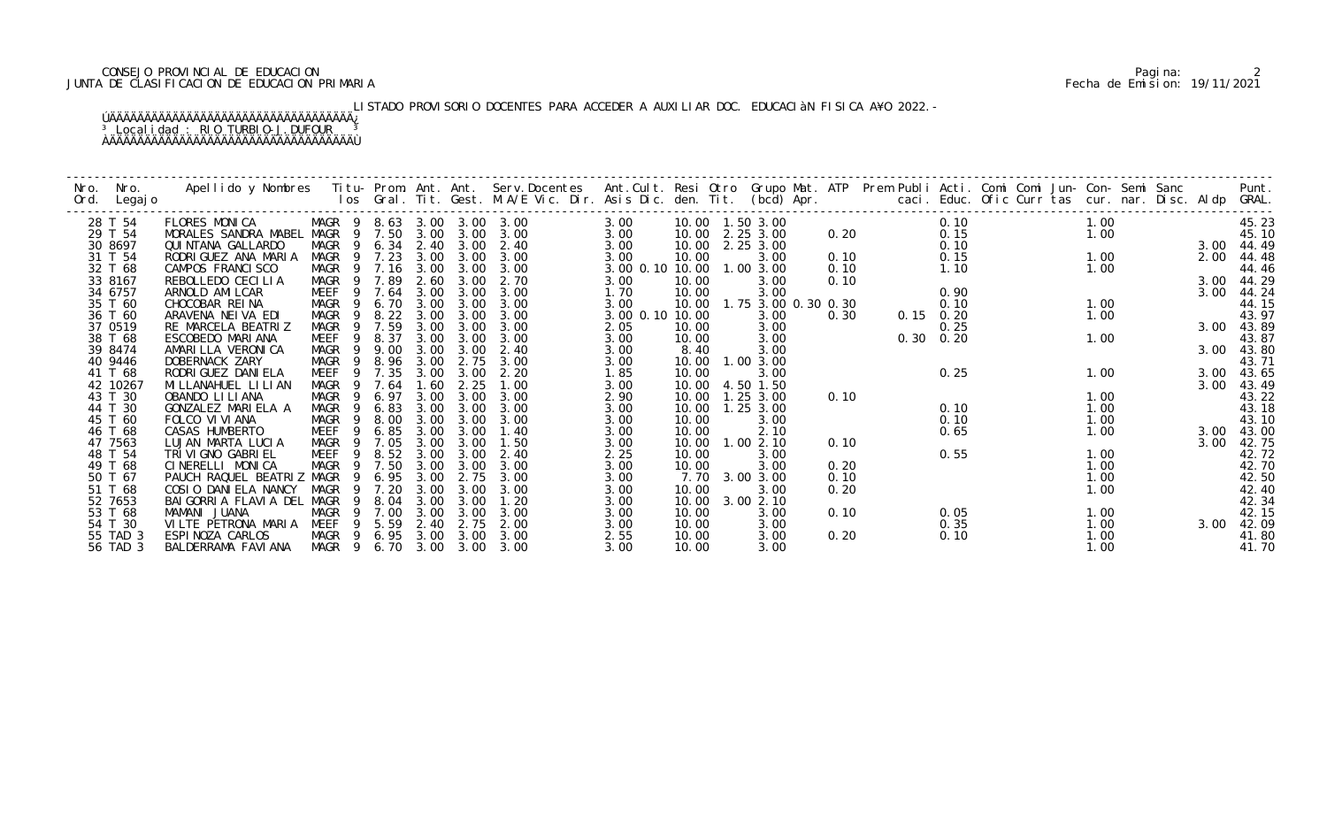CONSEJO PROVINCIAL DE EDUCACION
JUNTA DE CLASIFICACION DE EDUCACION PRIMARIA

Pagina: 2
Fecha de Emision: 19/11/2021

LISTADO PROVISORIO DOCENTES PARA ACCEDER A AUXILIAR DOC. EDUCACIÀN FISICA A¥O 2022.-

Localidad : RIO TURBIO-J.DUFOUR

| Nro. Ord. | Nro. Legajo | Apellido y Nombres | Titu-los | Prom. Gral. | Ant. Tit. | Ant. Gest. | Serv.Docentes M.A/E Vic. Dir. | Ant.Cult. Asis Dic. | Resi den. | Otro Tit. | Grupo Mat. (bcd) | ATP Apr. | Prem | Publi caci. | Acti. Educ. | Comi Ofic | Comi Curr | Jun-tas | Con-cur. | Semi nar. | Sanc Disc. | Aldp | Punt. GRAL. |
|---|---|---|---|---|---|---|---|---|---|---|---|---|---|---|---|---|---|---|---|---|---|---|---|
| 28 | T 54 | FLORES MONICA | MAGR 9 | 8.63 | 3.00 | 3.00 | 3.00 | 3.00 | 10.00 | 1.50 | 3.00 | | | | 0.10 | | | | 1.00 | | | | 45.23 |
| 29 | T 54 | MORALES SANDRA MABEL | MAGR 9 | 7.50 | 3.00 | 3.00 | 3.00 | 3.00 | 10.00 | 2.25 | 3.00 | 0.20 | | | 0.15 | | | | 1.00 | | | | 45.10 |
| 30 | 8697 | QUINTANA GALLARDO | MAGR 9 | 6.34 | 2.40 | 3.00 | 2.40 | 3.00 | 10.00 | 2.25 | 3.00 | | | | 0.10 | | | | | | | 3.00 | 44.49 |
| 31 | T 54 | RODRIGUEZ ANA MARIA | MAGR 9 | 7.23 | 3.00 | 3.00 | 3.00 | 3.00 | 10.00 | | 3.00 | 0.10 | | | 0.15 | | | | 1.00 | | | 2.00 | 44.48 |
| 32 | T 68 | CAMPOS FRANCISCO | MAGR 9 | 7.16 | 3.00 | 3.00 | 3.00 | 3.00 0.10 | 10.00 | 1.00 | 3.00 | 0.10 | | | 1.10 | | | | 1.00 | | | | 44.46 |
| 33 | 8167 | REBOLLEDO CECILIA | MAGR 9 | 7.89 | 2.60 | 3.00 | 2.70 | 3.00 | 10.00 | | 3.00 | 0.10 | | | | | | | | | | 3.00 | 44.29 |
| 34 | 6757 | ARNOLD AMILCAR | MEEF 9 | 7.64 | 3.00 | 3.00 | 3.00 | 1.70 | 10.00 | | 3.00 | | | | 0.90 | | | | | | | 3.00 | 44.24 |
| 35 | T 60 | CHOCOBAR REINA | MAGR 9 | 6.70 | 3.00 | 3.00 | 3.00 | 3.00 | 10.00 | 1.75 | 3.00 0.30 | 0.30 | | | 0.10 | | | | 1.00 | | | | 44.15 |
| 36 | T 60 | ARAVENA NEIVA EDI | MAGR 9 | 8.22 | 3.00 | 3.00 | 3.00 | 3.00 0.10 | 10.00 | | 3.00 | 0.30 | | 0.15 | 0.20 | | | | 1.00 | | | | 43.97 |
| 37 | 0519 | RE MARCELA BEATRIZ | MAGR 9 | 7.59 | 3.00 | 3.00 | 3.00 | 2.05 | 10.00 | | 3.00 | | | | 0.25 | | | | | | | 3.00 | 43.89 |
| 38 | T 68 | ESCOBEDO MARIANA | MEEF 9 | 8.37 | 3.00 | 3.00 | 3.00 | 3.00 | 10.00 | | 3.00 | | | 0.30 | 0.20 | | | | 1.00 | | | | 43.87 |
| 39 | 8474 | AMARILLA VERONICA | MAGR 9 | 9.00 | 3.00 | 3.00 | 2.40 | 3.00 | 8.40 | | 3.00 | | | | | | | | | | | 3.00 | 43.80 |
| 40 | 9446 | DOBERNACK ZARY | MAGR 9 | 8.96 | 3.00 | 2.75 | 3.00 | 3.00 | 10.00 | 1.00 | 3.00 | | | | | | | | | | | | 43.71 |
| 41 | T 68 | RODRIGUEZ DANIELA | MEEF 9 | 7.35 | 3.00 | 3.00 | 2.20 | 1.85 | 10.00 | | 3.00 | | | | 0.25 | | | | 1.00 | | | 3.00 | 43.65 |
| 42 | 10267 | MILLANAHUEL LILIAN | MAGR 9 | 7.64 | 1.60 | 2.25 | 1.00 | 3.00 | 10.00 | 4.50 | 1.50 | | | | | | | | | | | 3.00 | 43.49 |
| 43 | T 30 | OBANDO LILIANA | MAGR 9 | 6.97 | 3.00 | 3.00 | 3.00 | 2.90 | 10.00 | 1.25 | 3.00 | 0.10 | | | | | | | 1.00 | | | | 43.22 |
| 44 | T 30 | GONZALEZ MARIELA A | MAGR 9 | 6.83 | 3.00 | 3.00 | 3.00 | 3.00 | 10.00 | 1.25 | 3.00 | | | | 0.10 | | | | 1.00 | | | | 43.18 |
| 45 | T 60 | FOLCO VIVIANA | MAGR 9 | 8.00 | 3.00 | 3.00 | 3.00 | 3.00 | 10.00 | | 3.00 | | | | 0.10 | | | | 1.00 | | | | 43.10 |
| 46 | T 68 | CASAS HUMBERTO | MEEF 9 | 6.85 | 3.00 | 3.00 | 1.40 | 3.00 | 10.00 | | 2.10 | | | | 0.65 | | | | 1.00 | | | 3.00 | 43.00 |
| 47 | 7563 | LUJAN MARTA LUCIA | MAGR 9 | 7.05 | 3.00 | 3.00 | 1.50 | 3.00 | 10.00 | 1.00 | 2.10 | 0.10 | | | | | | | | | | 3.00 | 42.75 |
| 48 | T 54 | TRIVIGNO GABRIEL | MEEF 9 | 8.52 | 3.00 | 3.00 | 2.40 | 2.25 | 10.00 | | 3.00 | | | | 0.55 | | | | 1.00 | | | | 42.72 |
| 49 | T 68 | CINERELLI MONICA | MAGR 9 | 7.50 | 3.00 | 3.00 | 3.00 | 3.00 | 10.00 | | 3.00 | 0.20 | | | | | | | 1.00 | | | | 42.70 |
| 50 | T 67 | PAUCH RAQUEL BEATRIZ | MAGR 9 | 6.95 | 3.00 | 2.75 | 3.00 | 3.00 | 7.70 | 3.00 | 3.00 | 0.10 | | | | | | | 1.00 | | | | 42.50 |
| 51 | T 68 | COSIO DANIELA NANCY | MAGR 9 | 7.20 | 3.00 | 3.00 | 3.00 | 3.00 | 10.00 | | 3.00 | 0.20 | | | | | | | 1.00 | | | | 42.40 |
| 52 | 7653 | BAIGORRIA FLAVIA DEL | MAGR 9 | 8.04 | 3.00 | 3.00 | 1.20 | 3.00 | 10.00 | 3.00 | 2.10 | | | | | | | | | | | | 42.34 |
| 53 | T 68 | MAMANI JUANA | MAGR 9 | 7.00 | 3.00 | 3.00 | 3.00 | 3.00 | 10.00 | | 3.00 | 0.10 | | | 0.05 | | | | 1.00 | | | | 42.15 |
| 54 | T 30 | VILTE PETRONA MARIA | MEEF 9 | 5.59 | 2.40 | 2.75 | 2.00 | 3.00 | 10.00 | | 3.00 | | | | 0.35 | | | | 1.00 | | | 3.00 | 42.09 |
| 55 | TAD 3 | ESPINOZA CARLOS | MAGR 9 | 6.95 | 3.00 | 3.00 | 3.00 | 2.55 | 10.00 | | 3.00 | 0.20 | | | 0.10 | | | | 1.00 | | | | 41.80 |
| 56 | TAD 3 | BALDERRAMA FAVIANA | MAGR 9 | 6.70 | 3.00 | 3.00 | 3.00 | 3.00 | 10.00 | | 3.00 | | | | | | | | 1.00 | | | | 41.70 |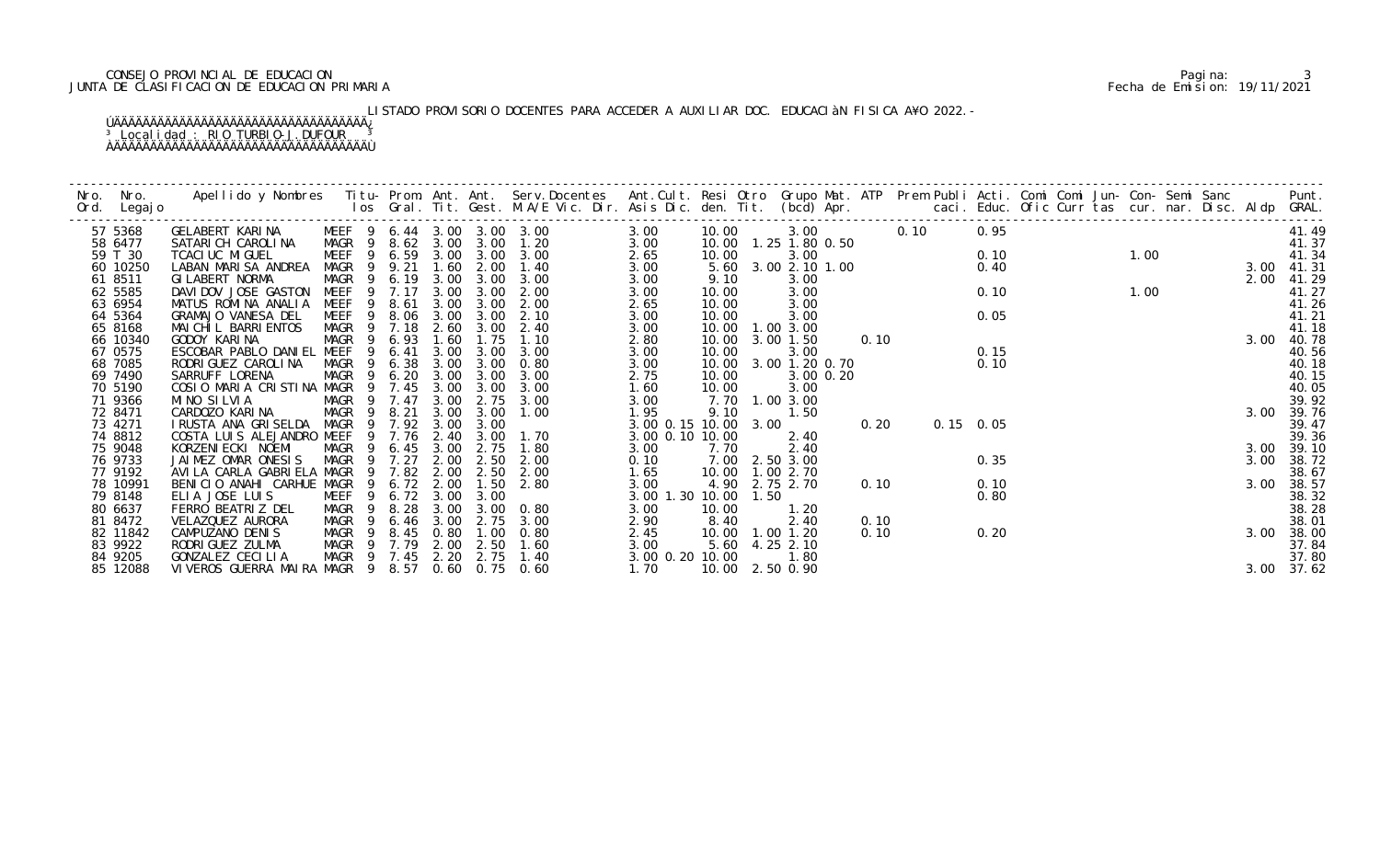CONSEJO PROVINCIAL DE EDUCACION
JUNTA DE CLASIFICACION DE EDUCACION PRIMARIA

Pagina: 3
Fecha de Emision: 19/11/2021

LISTADO PROVISORIO DOCENTES PARA ACCEDER A AUXILIAR DOC. EDUCACIàN FISICA A¥O 2022.-

Localidad : RIO TURBIO-J.DUFOUR

| Nro. Ord. | Nro. Legajo | Apellido y Nombres | Titu- los | Prom. Gral. | Ant. Tit. | Ant. Gest. | Serv.Docentes M.A/E Vic. Dir. | Ant.Cult. Asis Dic. | Resi den. | Otro Tit. | Grupo Mat. (bcd) | ATP Apr. | Prem | Publi caci. | Acti. Educ. | Comi Ofic | Comi Curr | Jun- tas | Con- cur. | Semi nar. | Sanc Disc. | Aldp | Punt. GRAL. |
|---|---|---|---|---|---|---|---|---|---|---|---|---|---|---|---|---|---|---|---|---|---|---|---|
| 57 | 5368 | GELABERT KARINA | MEEF 9 | 6.44 | 3.00 | 3.00 | 3.00 | 3.00 | 10.00 | | 3.00 | | 0.10 | | 0.95 | | | | | | | | 41.49 |
| 58 | 6477 | SATARICH CAROLINA | MAGR 9 | 8.62 | 3.00 | 3.00 | 1.20 | 3.00 | 10.00 | 1.25 | 1.80 0.50 | | | | | | | | | | | | 41.37 |
| 59 | T 30 | TCACIUC MIGUEL | MEEF 9 | 6.59 | 3.00 | 3.00 | 3.00 | 2.65 | 10.00 | | 3.00 | | | | 0.10 | | | | 1.00 | | | | 41.34 |
| 60 | 10250 | LABAN MARISA ANDREA | MAGR 9 | 9.21 | 1.60 | 2.00 | 1.40 | 3.00 | 5.60 | 3.00 | 2.10 1.00 | | | | 0.40 | | | | | | | 3.00 | 41.31 |
| 61 | 8511 | GILABERT NORMA | MAGR 9 | 6.19 | 3.00 | 3.00 | 3.00 | 3.00 | 9.10 | | 3.00 | | | | | | | | | | | 2.00 | 41.29 |
| 62 | 5585 | DAVIDOV JOSE GASTON | MEEF 9 | 7.17 | 3.00 | 3.00 | 2.00 | 3.00 | 10.00 | | 3.00 | | | | 0.10 | | | | 1.00 | | | | 41.27 |
| 63 | 6954 | MATUS ROMINA ANALIA | MEEF 9 | 8.61 | 3.00 | 3.00 | 2.00 | 2.65 | 10.00 | | 3.00 | | | | | | | | | | | | 41.26 |
| 64 | 5364 | GRAMAJO VANESA DEL | MEEF 9 | 8.06 | 3.00 | 3.00 | 2.10 | 3.00 | 10.00 | | 3.00 | | | | 0.05 | | | | | | | | 41.21 |
| 65 | 8168 | MAICHIL BARRIENTOS | MAGR 9 | 7.18 | 2.60 | 3.00 | 2.40 | 3.00 | 10.00 | 1.00 | 3.00 | | | | | | | | | | | | 41.18 |
| 66 | 10340 | GODOY KARINA | MAGR 9 | 6.93 | 1.60 | 1.75 | 1.10 | 2.80 | 10.00 | 3.00 | 1.50 | 0.10 | | | | | | | | | | 3.00 | 40.78 |
| 67 | 0575 | ESCOBAR PABLO DANIEL | MEEF 9 | 6.41 | 3.00 | 3.00 | 3.00 | 3.00 | 10.00 | | 3.00 | | | | 0.15 | | | | | | | | 40.56 |
| 68 | 7085 | RODRIGUEZ CAROLINA | MAGR 9 | 6.38 | 3.00 | 3.00 | 0.80 | 3.00 | 10.00 | 3.00 | 1.20 0.70 | | | | 0.10 | | | | | | | | 40.18 |
| 69 | 7490 | SARRUFF LORENA | MAGR 9 | 6.20 | 3.00 | 3.00 | 3.00 | 2.75 | 10.00 | | 3.00 0.20 | | | | | | | | | | | | 40.15 |
| 70 | 5190 | COSIO MARIA CRISTINA | MAGR 9 | 7.45 | 3.00 | 3.00 | 3.00 | 1.60 | 10.00 | | 3.00 | | | | | | | | | | | | 40.05 |
| 71 | 9366 | MINO SILVIA | MAGR 9 | 7.47 | 3.00 | 2.75 | 3.00 | 3.00 | 7.70 | 1.00 | 3.00 | | | | | | | | | | | | 39.92 |
| 72 | 8471 | CARDOZO KARINA | MAGR 9 | 8.21 | 3.00 | 3.00 | 1.00 | 1.95 | 9.10 | | 1.50 | | | | | | | | | | | 3.00 | 39.76 |
| 73 | 4271 | IRUSTA ANA GRISELDA | MAGR 9 | 7.92 | 3.00 | 3.00 | | 3.00 0.15 | 10.00 | 3.00 | | 0.20 | | 0.15 | 0.05 | | | | | | | | 39.47 |
| 74 | 8812 | COSTA LUIS ALEJANDRO | MEEF 9 | 7.76 | 2.40 | 3.00 | 1.70 | 3.00 0.10 | 10.00 | | 2.40 | | | | | | | | | | | | 39.36 |
| 75 | 9048 | KORZENIECKI NOEMI | MAGR 9 | 6.45 | 3.00 | 2.75 | 1.80 | 3.00 | 7.70 | | 2.40 | | | | | | | | | | | 3.00 | 39.10 |
| 76 | 9733 | JAIMEZ OMAR ONESIS | MAGR 9 | 7.27 | 2.00 | 2.50 | 2.00 | 0.10 | 7.00 | 2.50 | 3.00 | | | | 0.35 | | | | | | | 3.00 | 38.72 |
| 77 | 9192 | AVILA CARLA GABRIELA | MAGR 9 | 7.82 | 2.00 | 2.50 | 2.00 | 1.65 | 10.00 | 1.00 | 2.70 | | | | | | | | | | | | 38.67 |
| 78 | 10991 | BENICIO ANAHI CARHUE | MAGR 9 | 6.72 | 2.00 | 1.50 | 2.80 | 3.00 | 4.90 | 2.75 | 2.70 | 0.10 | | | 0.10 | | | | | | | 3.00 | 38.57 |
| 79 | 8148 | ELIA JOSE LUIS | MEEF 9 | 6.72 | 3.00 | 3.00 | | 3.00 1.30 | 10.00 | 1.50 | | | | | 0.80 | | | | | | | | 38.32 |
| 80 | 6637 | FERRO BEATRIZ DEL | MAGR 9 | 8.28 | 3.00 | 3.00 | 0.80 | 3.00 | 10.00 | | 1.20 | | | | | | | | | | | | 38.28 |
| 81 | 8472 | VELAZQUEZ AURORA | MAGR 9 | 6.46 | 3.00 | 2.75 | 3.00 | 2.90 | 8.40 | | 2.40 | 0.10 | | | | | | | | | | | 38.01 |
| 82 | 11842 | CAMPUZANO DENIS | MAGR 9 | 8.45 | 0.80 | 1.00 | 0.80 | 2.45 | 10.00 | 1.00 | 1.20 | 0.10 | | | 0.20 | | | | | | | 3.00 | 38.00 |
| 83 | 9922 | RODRIGUEZ ZULMA | MAGR 9 | 7.79 | 2.00 | 2.50 | 1.60 | 3.00 | 5.60 | 4.25 | 2.10 | | | | | | | | | | | | 37.84 |
| 84 | 9205 | GONZALEZ CECILIA | MAGR 9 | 7.45 | 2.20 | 2.75 | 1.40 | 3.00 0.20 | 10.00 | | 1.80 | | | | | | | | | | | | 37.80 |
| 85 | 12088 | VIVEROS GUERRA MAIRA | MAGR 9 | 8.57 | 0.60 | 0.75 | 0.60 | 1.70 | 10.00 | 2.50 | 0.90 | | | | | | | | | | | 3.00 | 37.62 |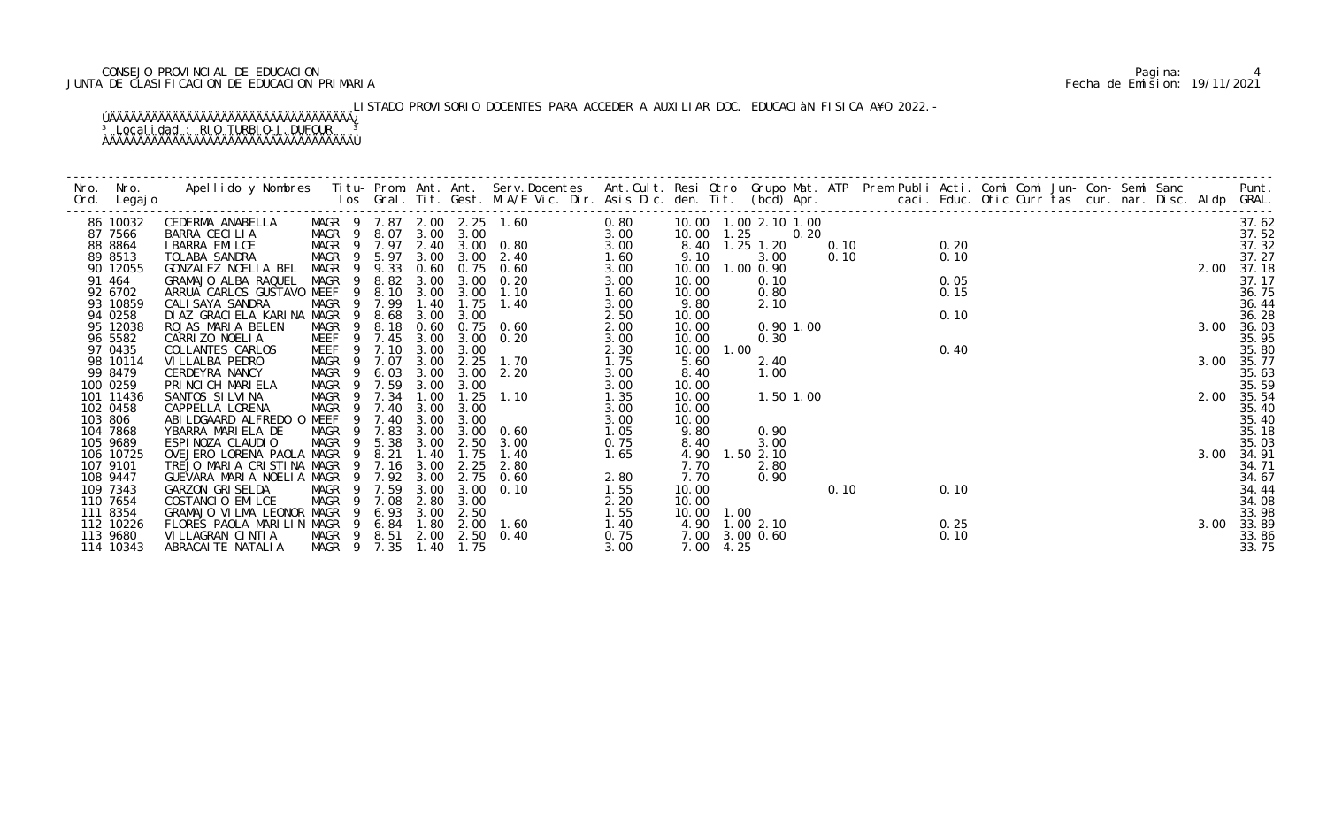CONSEJO PROVINCIAL DE EDUCACION
JUNTA DE CLASIFICACION DE EDUCACION PRIMARIA

LISTADO PROVISORIO DOCENTES PARA ACCEDER A AUXILIAR DOC. EDUCACIÓN FISICA AÑO 2022.-

Localidad : RIO TURBIO-J.DUFOUR

| Nro. Ord. | Nro. Legajo | Apellido y Nombres | Titu- los | Prom. Gral. | Ant. Tit. | Ant. Gest. | Serv.Docentes M.A/E Vic. Dir. | Ant.Cult. Asis Dic. | Resi den. | Otro Tit. | Grupo Mat. (bcd) Apr. | ATP | Prem Publi caci. | Acti. Educ. | Comi Ofic | Comi Curr | Jun- tas | Con- cur. | Semi nar. | Sanc Disc. | Aldp | Punt. GRAL. |
|---|---|---|---|---|---|---|---|---|---|---|---|---|---|---|---|---|---|---|---|---|---|---|
| 86 | 10032 | CEDERMA ANABELLA | MAGR 9 | 7.87 | 2.00 | 2.25 | 1.60 | 0.80 | 10.00 | 1.00 | 2.10 1.00 | | | | | | | | | | | 37.62 |
| 87 | 7566 | BARRA CECILIA | MAGR 9 | 8.07 | 3.00 | 3.00 | | 3.00 | 10.00 | 1.25 | 0.20 | | | | | | | | | | | 37.52 |
| 88 | 8864 | IBARRA EMILCE | MAGR 9 | 7.97 | 2.40 | 3.00 | 0.80 | 3.00 | 8.40 | 1.25 | 1.20 | 0.10 | | 0.20 | | | | | | | | 37.32 |
| 89 | 8513 | TOLABA SANDRA | MAGR 9 | 5.97 | 3.00 | 3.00 | 2.40 | 1.60 | 9.10 | | 3.00 | 0.10 | | 0.10 | | | | | | | | 37.27 |
| 90 | 12055 | GONZALEZ NOELIA BEL | MAGR 9 | 9.33 | 0.60 | 0.75 | 0.60 | 3.00 | 10.00 | 1.00 | 0.90 | | | | | | | | | | 2.00 | 37.18 |
| 91 | 464 | GRAMAJO ALBA RAQUEL | MAGR 9 | 8.82 | 3.00 | 3.00 | 0.20 | 3.00 | 10.00 | | 0.10 | | | 0.05 | | | | | | | | 37.17 |
| 92 | 6702 | ARRUA CARLOS GUSTAVO | MEEF 9 | 8.10 | 3.00 | 3.00 | 1.10 | 1.60 | 10.00 | | 0.80 | | | 0.15 | | | | | | | | 36.75 |
| 93 | 10859 | CALISAYA SANDRA | MAGR 9 | 7.99 | 1.40 | 1.75 | 1.40 | 3.00 | 9.80 | | 2.10 | | | | | | | | | | | 36.44 |
| 94 | 0258 | DIAZ GRACIELA KARINA | MAGR 9 | 8.68 | 3.00 | 3.00 | | 2.50 | 10.00 | | | | | 0.10 | | | | | | | | 36.28 |
| 95 | 12038 | ROJAS MARIA BELEN | MAGR 9 | 8.18 | 0.60 | 0.75 | 0.60 | 2.00 | 10.00 | | 0.90 1.00 | | | | | | | | | | 3.00 | 36.03 |
| 96 | 5582 | CARRIZO NOELIA | MEEF 9 | 7.45 | 3.00 | 3.00 | 0.20 | 3.00 | 10.00 | | 0.30 | | | | | | | | | | | 35.95 |
| 97 | 0435 | COLLANTES CARLOS | MEEF 9 | 7.10 | 3.00 | 3.00 | | 2.30 | 10.00 | 1.00 | | | | 0.40 | | | | | | | | 35.80 |
| 98 | 10114 | VILLALBA PEDRO | MAGR 9 | 7.07 | 3.00 | 2.25 | 1.70 | 1.75 | 5.60 | | 2.40 | | | | | | | | | | 3.00 | 35.77 |
| 99 | 8479 | CERDEYRA NANCY | MAGR 9 | 6.03 | 3.00 | 3.00 | 2.20 | 3.00 | 8.40 | | 1.00 | | | | | | | | | | | 35.63 |
| 100 | 0259 | PRINCICH MARIELA | MAGR 9 | 7.59 | 3.00 | 3.00 | | 3.00 | 10.00 | | | | | | | | | | | | | 35.59 |
| 101 | 11436 | SANTOS SILVINA | MAGR 9 | 7.34 | 1.00 | 1.25 | 1.10 | 1.35 | 10.00 | | 1.50 1.00 | | | | | | | | | | 2.00 | 35.54 |
| 102 | 0458 | CAPPELLA LORENA | MAGR 9 | 7.40 | 3.00 | 3.00 | | 3.00 | 10.00 | | | | | | | | | | | | | 35.40 |
| 103 | 806 | ABILDGAARD ALFREDO O | MEEF 9 | 7.40 | 3.00 | 3.00 | | 3.00 | 10.00 | | | | | | | | | | | | | 35.40 |
| 104 | 7868 | YBARRA MARIELA DE | MAGR 9 | 7.83 | 3.00 | 3.00 | 0.60 | 1.05 | 9.80 | | 0.90 | | | | | | | | | | | 35.18 |
| 105 | 9689 | ESPINOZA CLAUDIO | MAGR 9 | 5.38 | 3.00 | 2.50 | 3.00 | 0.75 | 8.40 | | 3.00 | | | | | | | | | | | 35.03 |
| 106 | 10725 | OVEJERO LORENA PAOLA | MAGR 9 | 8.21 | 1.40 | 1.75 | 1.40 | 1.65 | 4.90 | 1.50 | 2.10 | | | | | | | | | | 3.00 | 34.91 |
| 107 | 9101 | TREJO MARIA CRISTINA | MAGR 9 | 7.16 | 3.00 | 2.25 | 2.80 | | 7.70 | | 2.80 | | | | | | | | | | | 34.71 |
| 108 | 9447 | GUEVARA MARIA NOELIA | MAGR 9 | 7.92 | 3.00 | 2.75 | 0.60 | 2.80 | 7.70 | | 0.90 | | | | | | | | | | | 34.67 |
| 109 | 7343 | GARZON GRISELDA | MAGR 9 | 7.59 | 3.00 | 3.00 | 0.10 | 1.55 | 10.00 | | | 0.10 | | 0.10 | | | | | | | | 34.44 |
| 110 | 7654 | COSTANCIO EMILCE | MAGR 9 | 7.08 | 2.80 | 3.00 | | 2.20 | 10.00 | | | | | | | | | | | | | 34.08 |
| 111 | 8354 | GRAMAJO VILMA LEONOR | MAGR 9 | 6.93 | 3.00 | 2.50 | | 1.55 | 10.00 | 1.00 | | | | | | | | | | | | 33.98 |
| 112 | 10226 | FLORES PAOLA MARILIN | MAGR 9 | 6.84 | 1.80 | 2.00 | 1.60 | 1.40 | 4.90 | 1.00 | 2.10 | | | 0.25 | | | | | | | 3.00 | 33.89 |
| 113 | 9680 | VILLAGRAN CINTIA | MAGR 9 | 8.51 | 2.00 | 2.50 | 0.40 | 0.75 | 7.00 | 3.00 | 0.60 | | | 0.10 | | | | | | | | 33.86 |
| 114 | 10343 | ABRACAITE NATALIA | MAGR 9 | 7.35 | 1.40 | 1.75 | | 3.00 | 7.00 | 4.25 | | | | | | | | | | | | 33.75 |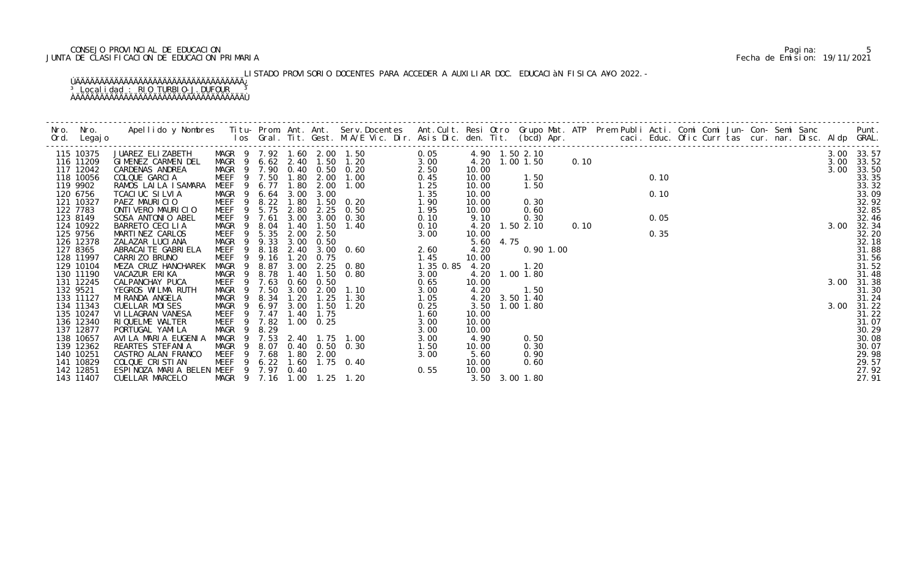CONSEJO PROVINCIAL DE EDUCACION
JUNTA DE CLASIFICACION DE EDUCACION PRIMARIA

Pagina: 5
Fecha de Emision: 19/11/2021

LISTADO PROVISORIO DOCENTES PARA ACCEDER A AUXILIAR DOC. EDUCACIÓN FISICA AÑO 2022.-

Localidad : RIO TURBIO-J.DUFOUR

| Nro. Ord. | Nro. Legajo | Apellido y Nombres | Titu- los | Prom. Gral. | Ant. Tit. | Ant. Gest. | Serv.Docentes M.A/E Vic. Dir. | Ant.Cult. Asis Dic. | Resi den. | Otro Tit. | Grupo Mat. (bcd) | ATP Apr. | Prem caci. | Publi Educ. | Acti. Ofic | Comi Curr | Comi tas | Jun- cur. | Con- nar. | Semi Disc. | Sanc | Aldp | Punt. GRAL. |
|---|---|---|---|---|---|---|---|---|---|---|---|---|---|---|---|---|---|---|---|---|---|---|---|
| 115 | 10375 | JUAREZ ELIZABETH | MAGR 9 | 7.92 | 1.60 | 2.00 | 1.50 | 0.05 | 4.90 | 1.50 | 2.10 | | | | | | | | | | | 3.00 | 33.57 |
| 116 | 11209 | GIMENEZ CARMEN DEL | MAGR 9 | 6.62 | 2.40 | 1.50 | 1.20 | 3.00 | 4.20 | 1.00 | 1.50 | 0.10 | | | | | | | | | | 3.00 | 33.52 |
| 117 | 12042 | CARDENAS ANDREA | MAGR 9 | 7.90 | 0.40 | 0.50 | 0.20 | 2.50 | 10.00 | | | | | | | | | | | | | 3.00 | 33.50 |
| 118 | 10056 | COLQUE GARCIA | MEEF 9 | 7.50 | 1.80 | 2.00 | 1.00 | 0.45 | 10.00 | | 1.50 | | | | 0.10 | | | | | | | | 33.35 |
| 119 | 9902 | RAMOS LAILA ISAMARA | MEEF 9 | 6.77 | 1.80 | 2.00 | 1.00 | 1.25 | 10.00 | | 1.50 | | | | | | | | | | | | 33.32 |
| 120 | 6756 | TCACIUC SILVIA | MAGR 9 | 6.64 | 3.00 | 3.00 | | 1.35 | 10.00 | | | | | | 0.10 | | | | | | | | 33.09 |
| 121 | 10327 | PAEZ MAURICIO | MEEF 9 | 8.22 | 1.80 | 1.50 | 0.20 | 1.90 | 10.00 | | 0.30 | | | | | | | | | | | | 32.92 |
| 122 | 7783 | ONTIVERO MAURICIO | MEEF 9 | 5.75 | 2.80 | 2.25 | 0.50 | 1.95 | 10.00 | | 0.60 | | | | | | | | | | | | 32.85 |
| 123 | 8149 | SOSA ANTONIO ABEL | MEEF 9 | 7.61 | 3.00 | 3.00 | 0.30 | 0.10 | 9.10 | | 0.30 | | | | 0.05 | | | | | | | | 32.46 |
| 124 | 10922 | BARRETO CECILIA | MAGR 9 | 8.04 | 1.40 | 1.50 | 1.40 | 0.10 | 4.20 | 1.50 | 2.10 | 0.10 | | | | | | | | | | 3.00 | 32.34 |
| 125 | 9756 | MARTINEZ CARLOS | MEEF 9 | 5.35 | 2.00 | 2.50 | | 3.00 | 10.00 | | | | | | 0.35 | | | | | | | | 32.20 |
| 126 | 12378 | ZALAZAR LUCIANA | MAGR 9 | 9.33 | 3.00 | 0.50 | | | 5.60 | 4.75 | | | | | | | | | | | | | 32.18 |
| 127 | 8365 | ABRACAITE GABRIELA | MEEF 9 | 8.18 | 2.40 | 3.00 | 0.60 | 2.60 | 4.20 | | 0.90 | 1.00 | | | | | | | | | | | 31.88 |
| 128 | 11997 | CARRIZO BRUNO | MEEF 9 | 9.16 | 1.20 | 0.75 | | 1.45 | 10.00 | | | | | | | | | | | | | | 31.56 |
| 129 | 10104 | MEZA CRUZ HANCHAREK | MAGR 9 | 8.87 | 3.00 | 2.25 | 0.80 | 1.35 0.85 | 4.20 | | 1.20 | | | | | | | | | | | | 31.52 |
| 130 | 11190 | VACAZUR ERIKA | MAGR 9 | 8.78 | 1.40 | 1.50 | 0.80 | 3.00 | 4.20 | 1.00 | 1.80 | | | | | | | | | | | | 31.48 |
| 131 | 12245 | CALPANCHAY PUCA | MEEF 9 | 7.63 | 0.60 | 0.50 | | 0.65 | 10.00 | | | | | | | | | | | | | 3.00 | 31.38 |
| 132 | 9521 | YEGROS WILMA RUTH | MAGR 9 | 7.50 | 3.00 | 2.00 | 1.10 | 3.00 | 4.20 | | 1.50 | | | | | | | | | | | | 31.30 |
| 133 | 11127 | MIRANDA ANGELA | MAGR 9 | 8.34 | 1.20 | 1.25 | 1.30 | 1.05 | 4.20 | 3.50 | 1.40 | | | | | | | | | | | | 31.24 |
| 134 | 11343 | CUELLAR MOISES | MAGR 9 | 6.97 | 3.00 | 1.50 | 1.20 | 0.25 | 3.50 | 1.00 | 1.80 | | | | | | | | | | | 3.00 | 31.22 |
| 135 | 10247 | VILLAGRAN VANESA | MEEF 9 | 7.47 | 1.40 | 1.75 | | 1.60 | 10.00 | | | | | | | | | | | | | | 31.22 |
| 136 | 12340 | RIQUELME WALTER | MEEF 9 | 7.82 | 1.00 | 0.25 | | 3.00 | 10.00 | | | | | | | | | | | | | | 31.07 |
| 137 | 12877 | PORTUGAL YAMILA | MAGR 9 | 8.29 | | | | 3.00 | 10.00 | | | | | | | | | | | | | | 30.29 |
| 138 | 10657 | AVILA MARIA EUGENIA | MAGR 9 | 7.53 | 2.40 | 1.75 | 1.00 | 3.00 | 4.90 | | 0.50 | | | | | | | | | | | | 30.08 |
| 139 | 12362 | REARTES STEFANIA | MAGR 9 | 8.07 | 0.40 | 0.50 | 0.30 | 1.50 | 10.00 | | 0.30 | | | | | | | | | | | | 30.07 |
| 140 | 10251 | CASTRO ALAN FRANCO | MEEF 9 | 7.68 | 1.80 | 2.00 | | 3.00 | 5.60 | | 0.90 | | | | | | | | | | | | 29.98 |
| 141 | 10829 | COLQUE CRISTIAN | MEEF 9 | 6.22 | 1.60 | 1.75 | 0.40 | | 10.00 | | 0.60 | | | | | | | | | | | | 29.57 |
| 142 | 12851 | ESPINOZA MARIA BELEN | MEEF 9 | 7.97 | 0.40 | | | 0.55 | 10.00 | | | | | | | | | | | | | | 27.92 |
| 143 | 11407 | CUELLAR MARCELO | MAGR 9 | 7.16 | 1.00 | 1.25 | 1.20 | | 3.50 | 3.00 | 1.80 | | | | | | | | | | | | 27.91 |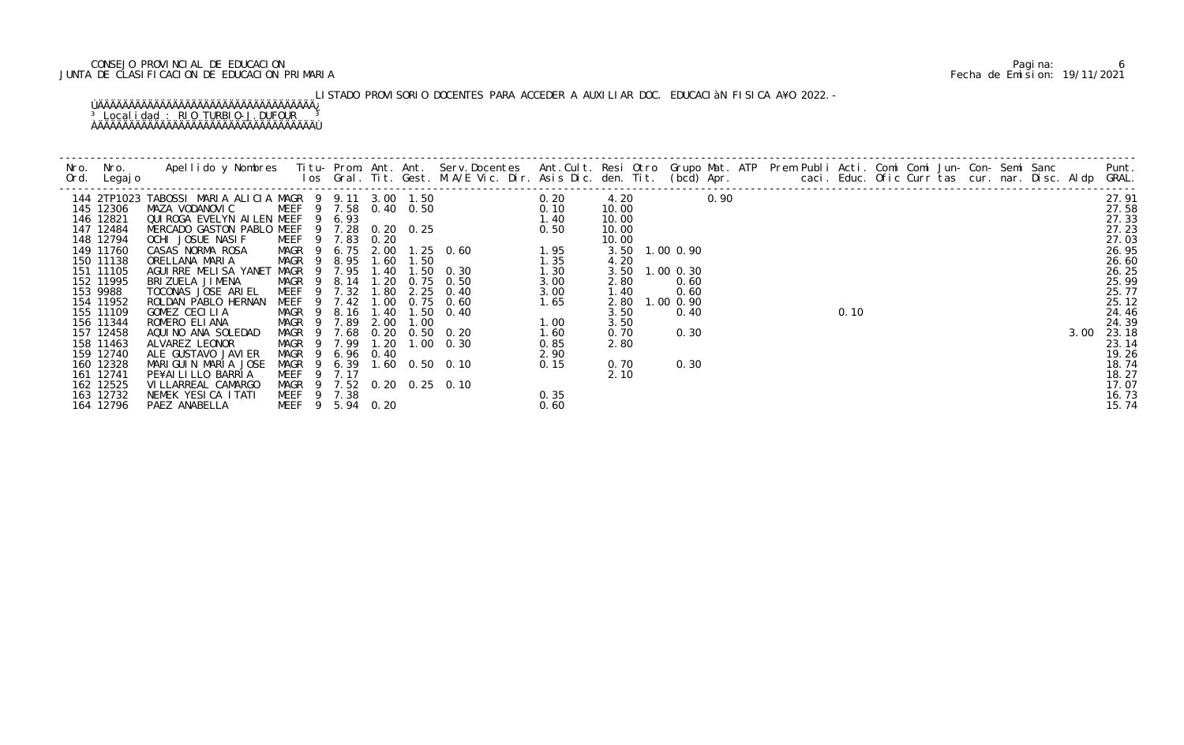CONSEJO PROVINCIAL DE EDUCACION
JUNTA DE CLASIFICACION DE EDUCACION PRIMARIA

Fecha de Emision: 19/11/2021

LISTADO PROVISORIO DOCENTES PARA ACCEDER A AUXILIAR DOC. EDUCACIàN FISICA A¥O 2022.-

³ Localidad : RIO TURBIO-J.DUFOUR ³

| Nro. Ord. | Nro. Legajo | Apellido y Nombres | Titu-los | Prom. Gral. | Ant. Tit. | Ant. Gest. | Serv.Docentes M.A/E Vic. Dir. | Ant.Cult. Asis Dic. | Resi den. | Otro Tit. | Grupo (bcd) | Mat. Apr. | ATP | Prem | Publi caci. | Acti. Educ. | Comi Ofic | Comi Curr | Jun-tas | Con-cur. | Semi nar. | Sanc Disc. | Aldp | Punt. GRAL. |
|---|---|---|---|---|---|---|---|---|---|---|---|---|---|---|---|---|---|---|---|---|---|---|---|---|
| 144 | 2TP1023 | TABOSSI MARIA ALICIA | MAGR 9 | 9.11 | 3.00 | 1.50 | | 0.20 | 4.20 | | | 0.90 | | | | | | | | | | | | 27.91 |
| 145 | 12306 | MAZA VODANOVIC | MEEF 9 | 7.58 | 0.40 | 0.50 | | 0.10 | 10.00 | | | | | | | | | | | | | | | 27.58 |
| 146 | 12821 | QUIROGA EVELYN AILEN | MEEF 9 | 6.93 | | | | 1.40 | 10.00 | | | | | | | | | | | | | | | 27.33 |
| 147 | 12484 | MERCADO GASTON PABLO | MEEF 9 | 7.28 | 0.20 | 0.25 | | 0.50 | 10.00 | | | | | | | | | | | | | | | 27.23 |
| 148 | 12794 | OCHI JOSUE NASIF | MEEF 9 | 7.83 | 0.20 | | | | 10.00 | | | | | | | | | | | | | | | 27.03 |
| 149 | 11760 | CASAS NORMA ROSA | MAGR 9 | 6.75 | 2.00 | 1.25 | 0.60 | 1.95 | 3.50 | 1.00 | 0.90 | | | | | | | | | | | | | 26.95 |
| 150 | 11138 | ORELLANA MARIA | MAGR 9 | 8.95 | 1.60 | 1.50 | | 1.35 | 4.20 | | | | | | | | | | | | | | | 26.60 |
| 151 | 11105 | AGUIRRE MELISA YANET | MAGR 9 | 7.95 | 1.40 | 1.50 | 0.30 | 1.30 | 3.50 | 1.00 | 0.30 | | | | | | | | | | | | | 26.25 |
| 152 | 11995 | BRIZUELA JIMENA | MAGR 9 | 8.14 | 1.20 | 0.75 | 0.50 | 3.00 | 2.80 | | 0.60 | | | | | | | | | | | | | 25.99 |
| 153 | 9988 | TOCONAS JOSE ARIEL | MEEF 9 | 7.32 | 1.80 | 2.25 | 0.40 | 3.00 | 1.40 | | 0.60 | | | | | | | | | | | | | 25.77 |
| 154 | 11952 | ROLDAN PABLO HERNAN | MEEF 9 | 7.42 | 1.00 | 0.75 | 0.60 | 1.65 | 2.80 | 1.00 | 0.90 | | | | | | | | | | | | | 25.12 |
| 155 | 11109 | GOMEZ CECILIA | MAGR 9 | 8.16 | 1.40 | 1.50 | 0.40 | | 3.50 | | 0.40 | | | | | 0.10 | | | | | | | | 24.46 |
| 156 | 11344 | ROMERO ELIANA | MAGR 9 | 7.89 | 2.00 | 1.00 | | 1.00 | 3.50 | | | | | | | | | | | | | | | 24.39 |
| 157 | 12458 | AQUINO ANA SOLEDAD | MAGR 9 | 7.68 | 0.20 | 0.50 | 0.20 | 1.60 | 0.70 | | 0.30 | | | | | | | | | | | | 3.00 | 23.18 |
| 158 | 11463 | ALVAREZ LEONOR | MAGR 9 | 7.99 | 1.20 | 1.00 | 0.30 | 0.85 | 2.80 | | | | | | | | | | | | | | | 23.14 |
| 159 | 12740 | ALE GUSTAVO JAVIER | MAGR 9 | 6.96 | 0.40 | | | 2.90 | | | | | | | | | | | | | | | | 19.26 |
| 160 | 12328 | MARIGUIN MARIA JOSE | MAGR 9 | 6.39 | 1.60 | 0.50 | 0.10 | 0.15 | 0.70 | | 0.30 | | | | | | | | | | | | | 18.74 |
| 161 | 12741 | PE¥AILILLO BARRIA | MEEF 9 | 7.17 | | | | | 2.10 | | | | | | | | | | | | | | | 18.27 |
| 162 | 12525 | VILLARREAL CAMARGO | MAGR 9 | 7.52 | 0.20 | 0.25 | 0.10 | | | | | | | | | | | | | | | | | 17.07 |
| 163 | 12732 | NEMEK YESICA ITATI | MEEF 9 | 7.38 | | | | 0.35 | | | | | | | | | | | | | | | | 16.73 |
| 164 | 12796 | PAEZ ANABELLA | MEEF 9 | 5.94 | 0.20 | | | 0.60 | | | | | | | | | | | | | | | | 15.74 |